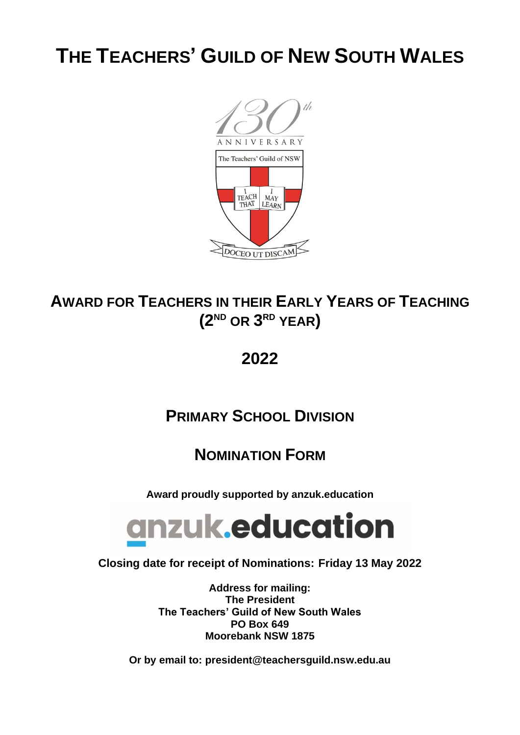# THE TEACHERS' GUILD OF NEW SOUTH WALES

130th ANNIVERSARY

The Teachers' Guild of NSW

I TEACH THAT I MAY LEARN

DOCEO UT DISCAM

## AWARD FOR TEACHERS IN THEIR EARLY YEARS OF TEACHING (2ND OR 3RD YEAR)

## 2022

## PRIMARY SCHOOL DIVISION

## NOMINATION FORM

**Award proudly supported by anzuk.education**

anzuk.education

**Closing date for receipt of Nominations: Friday 13 May 2022**

**Address for mailing:**
**The President**
**The Teachers' Guild of New South Wales**
**PO Box 649**
**Moorebank NSW 1875**

**Or by email to: president@teachersguild.nsw.edu.au**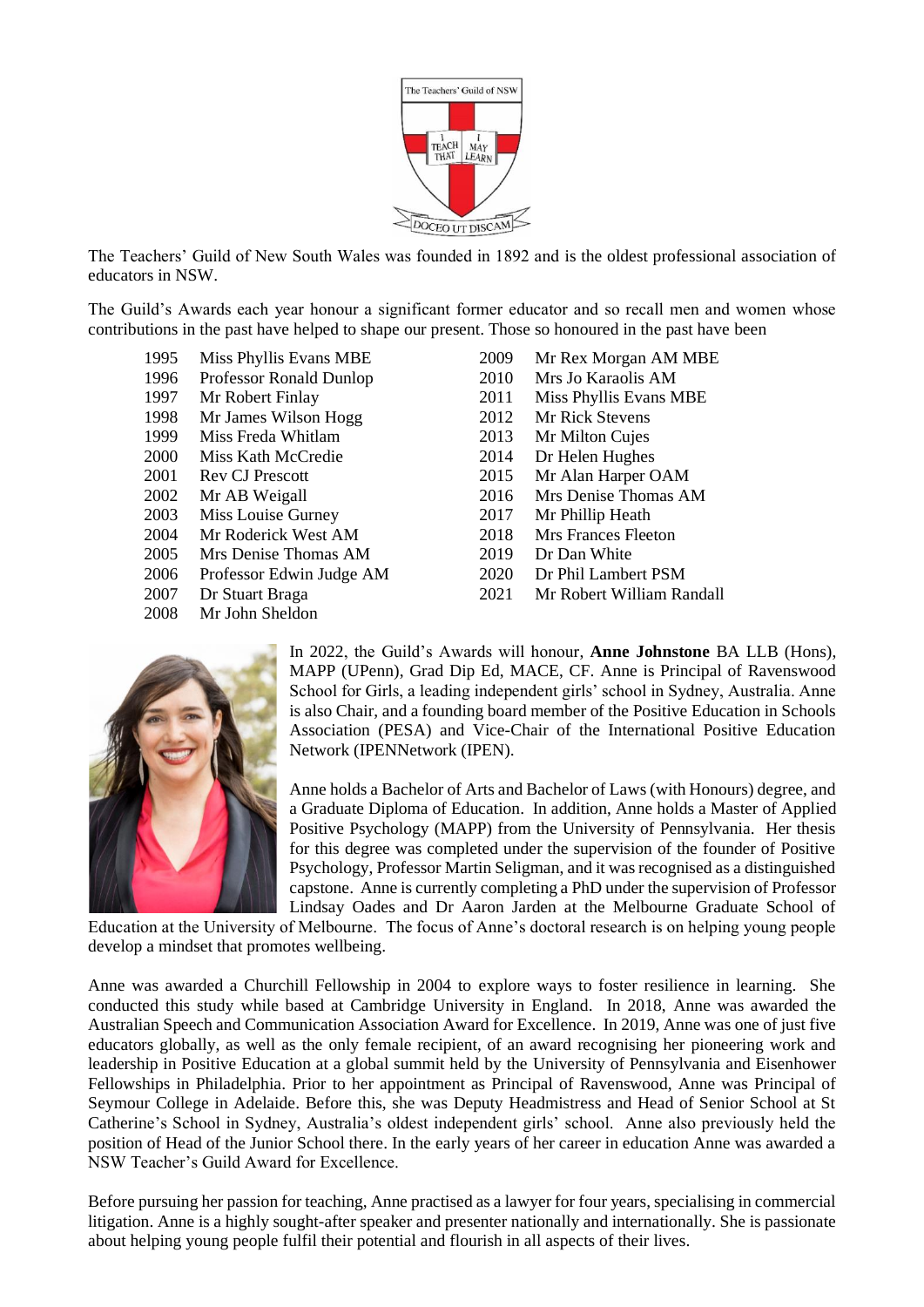The Teachers' Guild of New South Wales was founded in 1892 and is the oldest professional association of educators in NSW.

The Guild's Awards each year honour a significant former educator and so recall men and women whose contributions in the past have helped to shape our present. Those so honoured in the past have been

| | | | |
|---|---|---|---|
| 1995 | Miss Phyllis Evans MBE | 2009 | Mr Rex Morgan AM MBE |
| 1996 | Professor Ronald Dunlop | 2010 | Mrs Jo Karaolis AM |
| 1997 | Mr Robert Finlay | 2011 | Miss Phyllis Evans MBE |
| 1998 | Mr James Wilson Hogg | 2012 | Mr Rick Stevens |
| 1999 | Miss Freda Whitlam | 2013 | Mr Milton Cujes |
| 2000 | Miss Kath McCredie | 2014 | Dr Helen Hughes |
| 2001 | Rev CJ Prescott | 2015 | Mr Alan Harper OAM |
| 2002 | Mr AB Weigall | 2016 | Mrs Denise Thomas AM |
| 2003 | Miss Louise Gurney | 2017 | Mr Phillip Heath |
| 2004 | Mr Roderick West AM | 2018 | Mrs Frances Fleeton |
| 2005 | Mrs Denise Thomas AM | 2019 | Dr Dan White |
| 2006 | Professor Edwin Judge AM | 2020 | Dr Phil Lambert PSM |
| 2007 | Dr Stuart Braga | 2021 | Mr Robert William Randall |
| 2008 | Mr John Sheldon | | |

In 2022, the Guild's Awards will honour, **Anne Johnstone** BA LLB (Hons), MAPP (UPenn), Grad Dip Ed, MACE, CF. Anne is Principal of Ravenswood School for Girls, a leading independent girls' school in Sydney, Australia. Anne is also Chair, and a founding board member of the Positive Education in Schools Association (PESA) and Vice-Chair of the International Positive Education Network (IPENNetwork (IPEN).

Anne holds a Bachelor of Arts and Bachelor of Laws (with Honours) degree, and a Graduate Diploma of Education. In addition, Anne holds a Master of Applied Positive Psychology (MAPP) from the University of Pennsylvania. Her thesis for this degree was completed under the supervision of the founder of Positive Psychology, Professor Martin Seligman, and it was recognised as a distinguished capstone. Anne is currently completing a PhD under the supervision of Professor Lindsay Oades and Dr Aaron Jarden at the Melbourne Graduate School of Education at the University of Melbourne. The focus of Anne's doctoral research is on helping young people develop a mindset that promotes wellbeing.

Anne was awarded a Churchill Fellowship in 2004 to explore ways to foster resilience in learning. She conducted this study while based at Cambridge University in England. In 2018, Anne was awarded the Australian Speech and Communication Association Award for Excellence. In 2019, Anne was one of just five educators globally, as well as the only female recipient, of an award recognising her pioneering work and leadership in Positive Education at a global summit held by the University of Pennsylvania and Eisenhower Fellowships in Philadelphia. Prior to her appointment as Principal of Ravenswood, Anne was Principal of Seymour College in Adelaide. Before this, she was Deputy Headmistress and Head of Senior School at St Catherine's School in Sydney, Australia's oldest independent girls' school. Anne also previously held the position of Head of the Junior School there. In the early years of her career in education Anne was awarded a NSW Teacher's Guild Award for Excellence.

Before pursuing her passion for teaching, Anne practised as a lawyer for four years, specialising in commercial litigation. Anne is a highly sought-after speaker and presenter nationally and internationally. She is passionate about helping young people fulfil their potential and flourish in all aspects of their lives.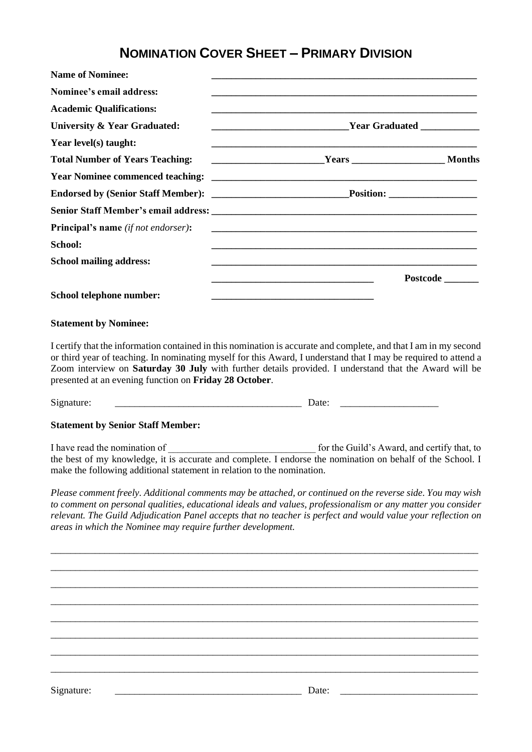# NOMINATION COVER SHEET – PRIMARY DIVISION

**Name of Nominee:** _______________________________________________

**Nominee's email address:** _______________________________________________

**Academic Qualifications:** _______________________________________________

**University & Year Graduated:** ___________________________ **Year Graduated** ___________

**Year level(s) taught:** _______________________________________________

**Total Number of Years Teaching:** ______________________ **Years** __________________ **Months**

**Year Nominee commenced teaching:** _______________________________________________

**Endorsed by (Senior Staff Member):** ___________________________ **Position:** _________________

**Senior Staff Member's email address:** _______________________________________________

**Principal's name** *(if not endorser)***:** _______________________________________________

**School:** _______________________________________________

**School mailing address:** _______________________________________________

_________________________________ **Postcode** _______

**School telephone number:** _________________________________

**Statement by Nominee:**

I certify that the information contained in this nomination is accurate and complete, and that I am in my second or third year of teaching. In nominating myself for this Award, I understand that I may be required to attend a Zoom interview on **Saturday 30 July** with further details provided. I understand that the Award will be presented at an evening function on **Friday 28 October**.

Signature: _____________________________________ Date: ____________________

**Statement by Senior Staff Member:**

I have read the nomination of _____________________________ for the Guild's Award, and certify that, to the best of my knowledge, it is accurate and complete. I endorse the nomination on behalf of the School. I make the following additional statement in relation to the nomination.

*Please comment freely. Additional comments may be attached, or continued on the reverse side. You may wish to comment on personal qualities, educational ideals and values, professionalism or any matter you consider relevant. The Guild Adjudication Panel accepts that no teacher is perfect and would value your reflection on areas in which the Nominee may require further development.*

_____________________________________________________________________________________

_____________________________________________________________________________________

_____________________________________________________________________________________

_____________________________________________________________________________________

_____________________________________________________________________________________

_____________________________________________________________________________________

_____________________________________________________________________________________

_____________________________________________________________________________________

Signature: _____________________________________ Date: ___________________________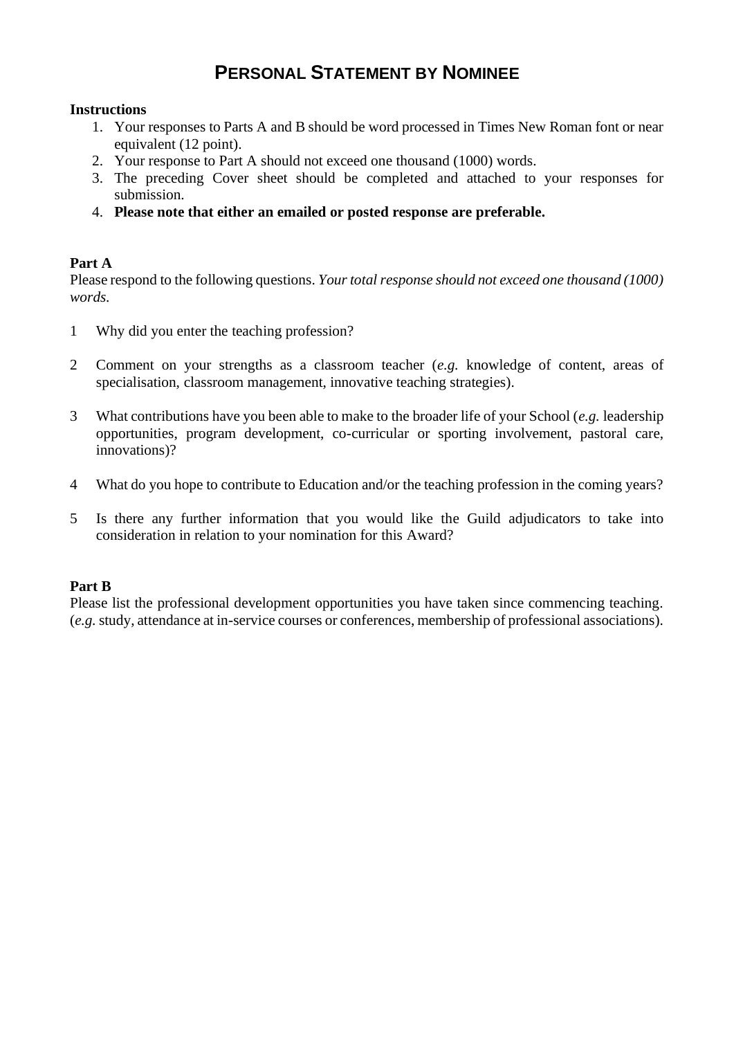# PERSONAL STATEMENT BY NOMINEE

**Instructions**

1. Your responses to Parts A and B should be word processed in Times New Roman font or near equivalent (12 point).
2. Your response to Part A should not exceed one thousand (1000) words.
3. The preceding Cover sheet should be completed and attached to your responses for submission.
4. **Please note that either an emailed or posted response are preferable.**

**Part A**

Please respond to the following questions. *Your total response should not exceed one thousand (1000) words.*

1 Why did you enter the teaching profession?

2 Comment on your strengths as a classroom teacher (*e.g.* knowledge of content, areas of specialisation, classroom management, innovative teaching strategies).

3 What contributions have you been able to make to the broader life of your School (*e.g.* leadership opportunities, program development, co-curricular or sporting involvement, pastoral care, innovations)?

4 What do you hope to contribute to Education and/or the teaching profession in the coming years?

5 Is there any further information that you would like the Guild adjudicators to take into consideration in relation to your nomination for this Award?

**Part B**

Please list the professional development opportunities you have taken since commencing teaching. (*e.g.* study, attendance at in-service courses or conferences, membership of professional associations).